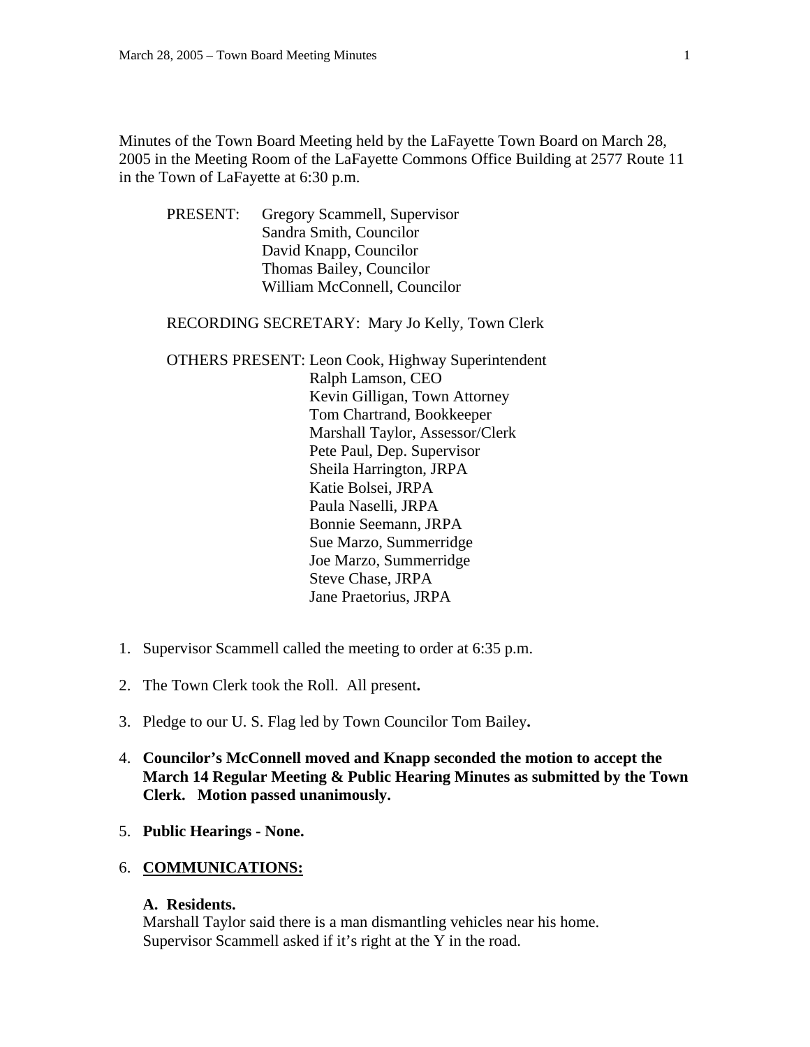Minutes of the Town Board Meeting held by the LaFayette Town Board on March 28, 2005 in the Meeting Room of the LaFayette Commons Office Building at 2577 Route 11 in the Town of LaFayette at 6:30 p.m.

PRESENT: Gregory Scammell, Supervisor
Sandra Smith, Councilor
David Knapp, Councilor
Thomas Bailey, Councilor
William McConnell, Councilor

RECORDING SECRETARY: Mary Jo Kelly, Town Clerk

OTHERS PRESENT: Leon Cook, Highway Superintendent
Ralph Lamson, CEO
Kevin Gilligan, Town Attorney
Tom Chartrand, Bookkeeper
Marshall Taylor, Assessor/Clerk
Pete Paul, Dep. Supervisor
Sheila Harrington, JRPA
Katie Bolsei, JRPA
Paula Naselli, JRPA
Bonnie Seemann, JRPA
Sue Marzo, Summerridge
Joe Marzo, Summerridge
Steve Chase, JRPA
Jane Praetorius, JRPA

1. Supervisor Scammell called the meeting to order at 6:35 p.m.

2. The Town Clerk took the Roll. All present**.**

3. Pledge to our U. S. Flag led by Town Councilor Tom Bailey**.**

4. **Councilor's McConnell moved and Knapp seconded the motion to accept the March 14 Regular Meeting & Public Hearing Minutes as submitted by the Town Clerk. Motion passed unanimously.**

5. **Public Hearings - None.**

6. **COMMUNICATIONS:**

   **A. Residents.**
   Marshall Taylor said there is a man dismantling vehicles near his home.
   Supervisor Scammell asked if it's right at the Y in the road.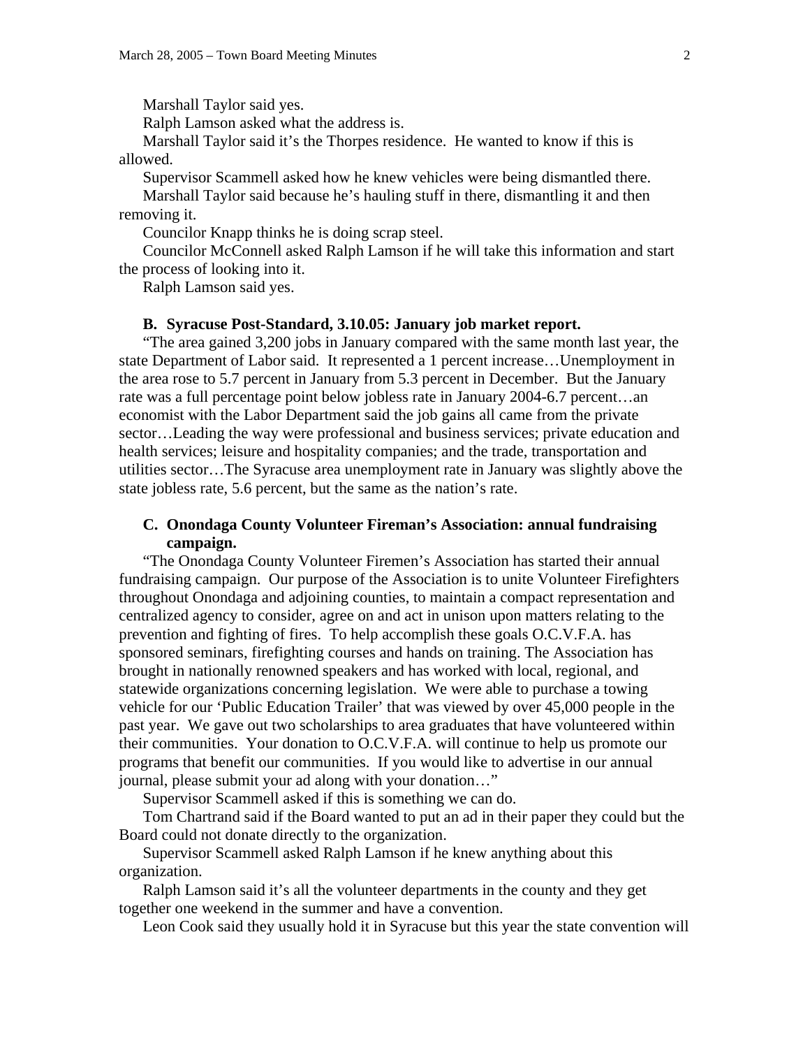Marshall Taylor said yes.

Ralph Lamson asked what the address is.

Marshall Taylor said it's the Thorpes residence. He wanted to know if this is allowed.

Supervisor Scammell asked how he knew vehicles were being dismantled there.

Marshall Taylor said because he's hauling stuff in there, dismantling it and then removing it.

Councilor Knapp thinks he is doing scrap steel.

Councilor McConnell asked Ralph Lamson if he will take this information and start the process of looking into it.

Ralph Lamson said yes.

**B. Syracuse Post-Standard, 3.10.05: January job market report.**

"The area gained 3,200 jobs in January compared with the same month last year, the state Department of Labor said. It represented a 1 percent increase…Unemployment in the area rose to 5.7 percent in January from 5.3 percent in December. But the January rate was a full percentage point below jobless rate in January 2004-6.7 percent…an economist with the Labor Department said the job gains all came from the private sector…Leading the way were professional and business services; private education and health services; leisure and hospitality companies; and the trade, transportation and utilities sector…The Syracuse area unemployment rate in January was slightly above the state jobless rate, 5.6 percent, but the same as the nation's rate.

**C. Onondaga County Volunteer Fireman's Association: annual fundraising campaign.**

"The Onondaga County Volunteer Firemen's Association has started their annual fundraising campaign. Our purpose of the Association is to unite Volunteer Firefighters throughout Onondaga and adjoining counties, to maintain a compact representation and centralized agency to consider, agree on and act in unison upon matters relating to the prevention and fighting of fires. To help accomplish these goals O.C.V.F.A. has sponsored seminars, firefighting courses and hands on training. The Association has brought in nationally renowned speakers and has worked with local, regional, and statewide organizations concerning legislation. We were able to purchase a towing vehicle for our 'Public Education Trailer' that was viewed by over 45,000 people in the past year. We gave out two scholarships to area graduates that have volunteered within their communities. Your donation to O.C.V.F.A. will continue to help us promote our programs that benefit our communities. If you would like to advertise in our annual journal, please submit your ad along with your donation…"

Supervisor Scammell asked if this is something we can do.

Tom Chartrand said if the Board wanted to put an ad in their paper they could but the Board could not donate directly to the organization.

Supervisor Scammell asked Ralph Lamson if he knew anything about this organization.

Ralph Lamson said it's all the volunteer departments in the county and they get together one weekend in the summer and have a convention.

Leon Cook said they usually hold it in Syracuse but this year the state convention will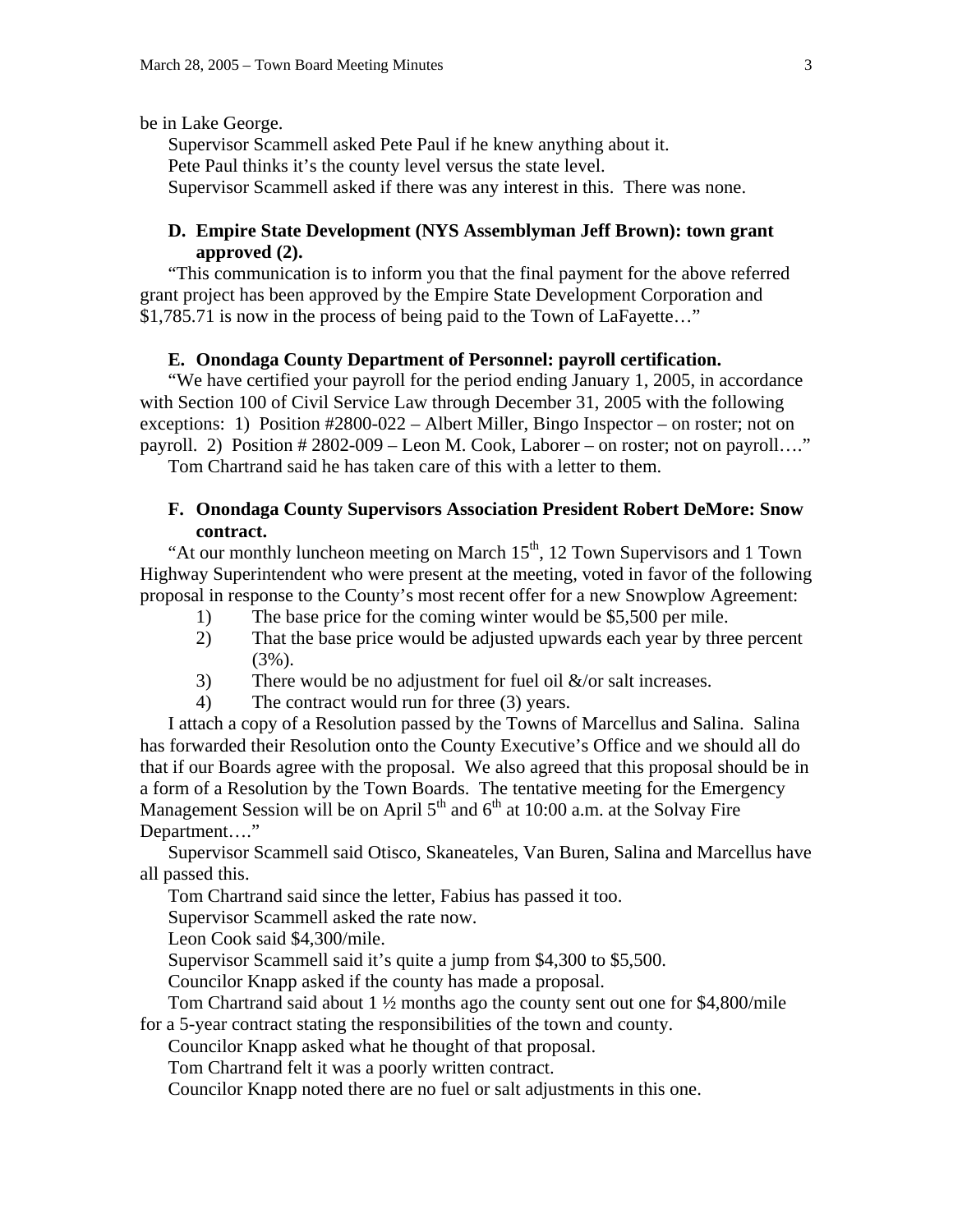be in Lake George.

Supervisor Scammell asked Pete Paul if he knew anything about it.

Pete Paul thinks it's the county level versus the state level.

Supervisor Scammell asked if there was any interest in this. There was none.

**D. Empire State Development (NYS Assemblyman Jeff Brown): town grant approved (2).**

"This communication is to inform you that the final payment for the above referred grant project has been approved by the Empire State Development Corporation and $1,785.71 is now in the process of being paid to the Town of LaFayette…"

**E. Onondaga County Department of Personnel: payroll certification.**

"We have certified your payroll for the period ending January 1, 2005, in accordance with Section 100 of Civil Service Law through December 31, 2005 with the following exceptions: 1) Position #2800-022 – Albert Miller, Bingo Inspector – on roster; not on payroll. 2) Position # 2802-009 – Leon M. Cook, Laborer – on roster; not on payroll…."

Tom Chartrand said he has taken care of this with a letter to them.

**F. Onondaga County Supervisors Association President Robert DeMore: Snow contract.**

"At our monthly luncheon meeting on March 15th, 12 Town Supervisors and 1 Town Highway Superintendent who were present at the meeting, voted in favor of the following proposal in response to the County's most recent offer for a new Snowplow Agreement:

1) The base price for the coming winter would be $5,500 per mile.
2) That the base price would be adjusted upwards each year by three percent (3%).
3) There would be no adjustment for fuel oil &/or salt increases.
4) The contract would run for three (3) years.

I attach a copy of a Resolution passed by the Towns of Marcellus and Salina. Salina has forwarded their Resolution onto the County Executive's Office and we should all do that if our Boards agree with the proposal. We also agreed that this proposal should be in a form of a Resolution by the Town Boards. The tentative meeting for the Emergency Management Session will be on April 5th and 6th at 10:00 a.m. at the Solvay Fire Department…."

Supervisor Scammell said Otisco, Skaneateles, Van Buren, Salina and Marcellus have all passed this.

Tom Chartrand said since the letter, Fabius has passed it too.

Supervisor Scammell asked the rate now.

Leon Cook said $4,300/mile.

Supervisor Scammell said it's quite a jump from $4,300 to $5,500.

Councilor Knapp asked if the county has made a proposal.

Tom Chartrand said about 1 ½ months ago the county sent out one for $4,800/mile for a 5-year contract stating the responsibilities of the town and county.

Councilor Knapp asked what he thought of that proposal.

Tom Chartrand felt it was a poorly written contract.

Councilor Knapp noted there are no fuel or salt adjustments in this one.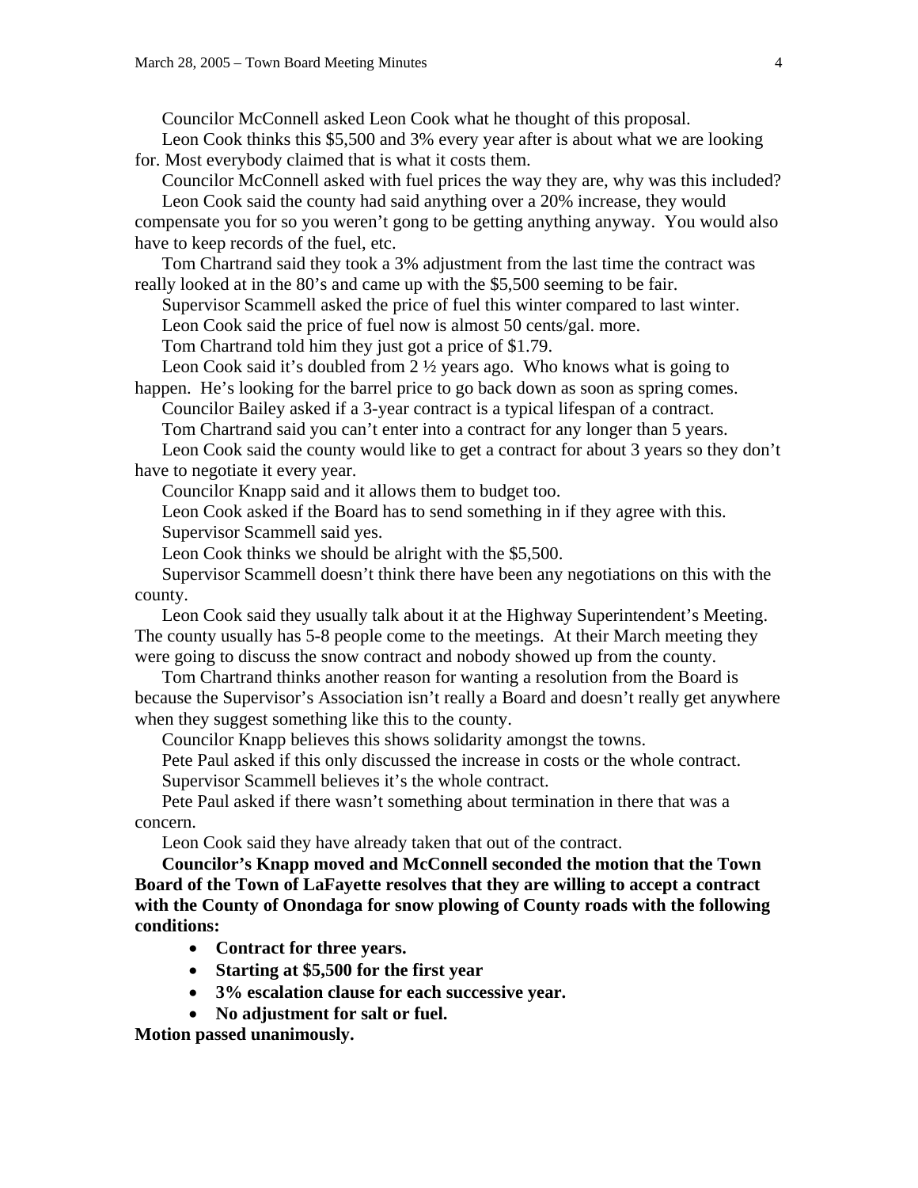Councilor McConnell asked Leon Cook what he thought of this proposal.

Leon Cook thinks this $5,500 and 3% every year after is about what we are looking for. Most everybody claimed that is what it costs them.

Councilor McConnell asked with fuel prices the way they are, why was this included?

Leon Cook said the county had said anything over a 20% increase, they would compensate you for so you weren't gong to be getting anything anyway. You would also have to keep records of the fuel, etc.

Tom Chartrand said they took a 3% adjustment from the last time the contract was really looked at in the 80's and came up with the $5,500 seeming to be fair.

Supervisor Scammell asked the price of fuel this winter compared to last winter.

Leon Cook said the price of fuel now is almost 50 cents/gal. more.

Tom Chartrand told him they just got a price of $1.79.

Leon Cook said it's doubled from 2 ½ years ago. Who knows what is going to happen. He's looking for the barrel price to go back down as soon as spring comes.

Councilor Bailey asked if a 3-year contract is a typical lifespan of a contract.

Tom Chartrand said you can't enter into a contract for any longer than 5 years.

Leon Cook said the county would like to get a contract for about 3 years so they don't have to negotiate it every year.

Councilor Knapp said and it allows them to budget too.

Leon Cook asked if the Board has to send something in if they agree with this.

Supervisor Scammell said yes.

Leon Cook thinks we should be alright with the $5,500.

Supervisor Scammell doesn't think there have been any negotiations on this with the county.

Leon Cook said they usually talk about it at the Highway Superintendent's Meeting. The county usually has 5-8 people come to the meetings. At their March meeting they were going to discuss the snow contract and nobody showed up from the county.

Tom Chartrand thinks another reason for wanting a resolution from the Board is because the Supervisor's Association isn't really a Board and doesn't really get anywhere when they suggest something like this to the county.

Councilor Knapp believes this shows solidarity amongst the towns.

Pete Paul asked if this only discussed the increase in costs or the whole contract.

Supervisor Scammell believes it's the whole contract.

Pete Paul asked if there wasn't something about termination in there that was a concern.

Leon Cook said they have already taken that out of the contract.

**Councilor's Knapp moved and McConnell seconded the motion that the Town Board of the Town of LaFayette resolves that they are willing to accept a contract with the County of Onondaga for snow plowing of County roads with the following conditions:**

- **Contract for three years.**
- **Starting at $5,500 for the first year**
- **3% escalation clause for each successive year.**
- **No adjustment for salt or fuel.**

**Motion passed unanimously.**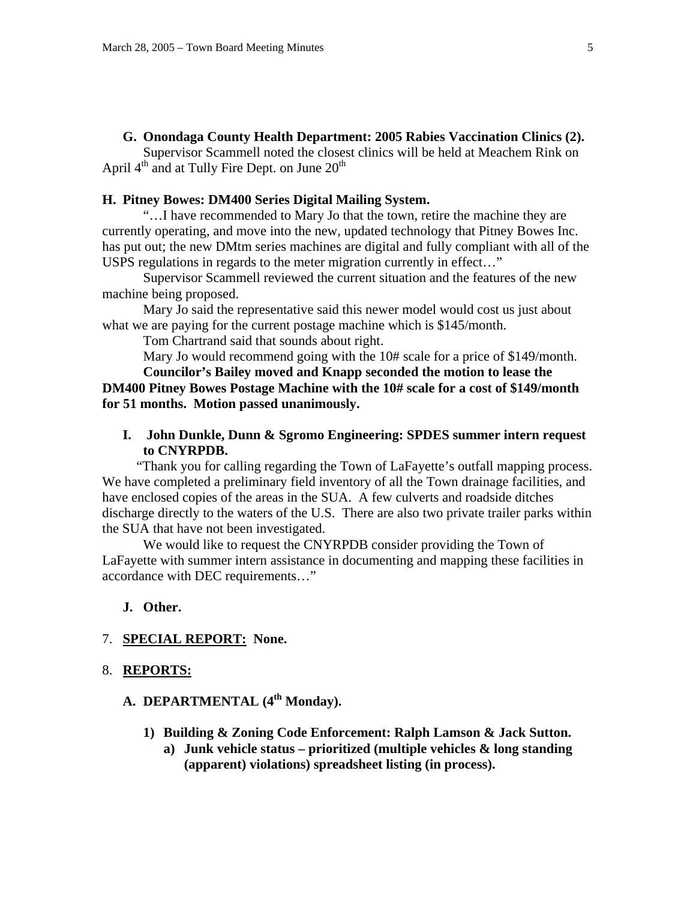**G. Onondaga County Health Department: 2005 Rabies Vaccination Clinics (2).**

Supervisor Scammell noted the closest clinics will be held at Meachem Rink on April 4th and at Tully Fire Dept. on June 20th

**H. Pitney Bowes: DM400 Series Digital Mailing System.**

"…I have recommended to Mary Jo that the town, retire the machine they are currently operating, and move into the new, updated technology that Pitney Bowes Inc. has put out; the new DMtm series machines are digital and fully compliant with all of the USPS regulations in regards to the meter migration currently in effect…"

Supervisor Scammell reviewed the current situation and the features of the new machine being proposed.

Mary Jo said the representative said this newer model would cost us just about what we are paying for the current postage machine which is $145/month.

Tom Chartrand said that sounds about right.

Mary Jo would recommend going with the 10# scale for a price of $149/month.

**Councilor's Bailey moved and Knapp seconded the motion to lease the DM400 Pitney Bowes Postage Machine with the 10# scale for a cost of $149/month for 51 months. Motion passed unanimously.**

**I. John Dunkle, Dunn & Sgromo Engineering: SPDES summer intern request to CNYRPDB.**

"Thank you for calling regarding the Town of LaFayette's outfall mapping process. We have completed a preliminary field inventory of all the Town drainage facilities, and have enclosed copies of the areas in the SUA. A few culverts and roadside ditches discharge directly to the waters of the U.S. There are also two private trailer parks within the SUA that have not been investigated.

We would like to request the CNYRPDB consider providing the Town of LaFayette with summer intern assistance in documenting and mapping these facilities in accordance with DEC requirements…"

**J. Other.**

7. **SPECIAL REPORT: None.**

8. **REPORTS:**

**A. DEPARTMENTAL (4th Monday).**

**1) Building & Zoning Code Enforcement: Ralph Lamson & Jack Sutton.**

**a) Junk vehicle status – prioritized (multiple vehicles & long standing (apparent) violations) spreadsheet listing (in process).**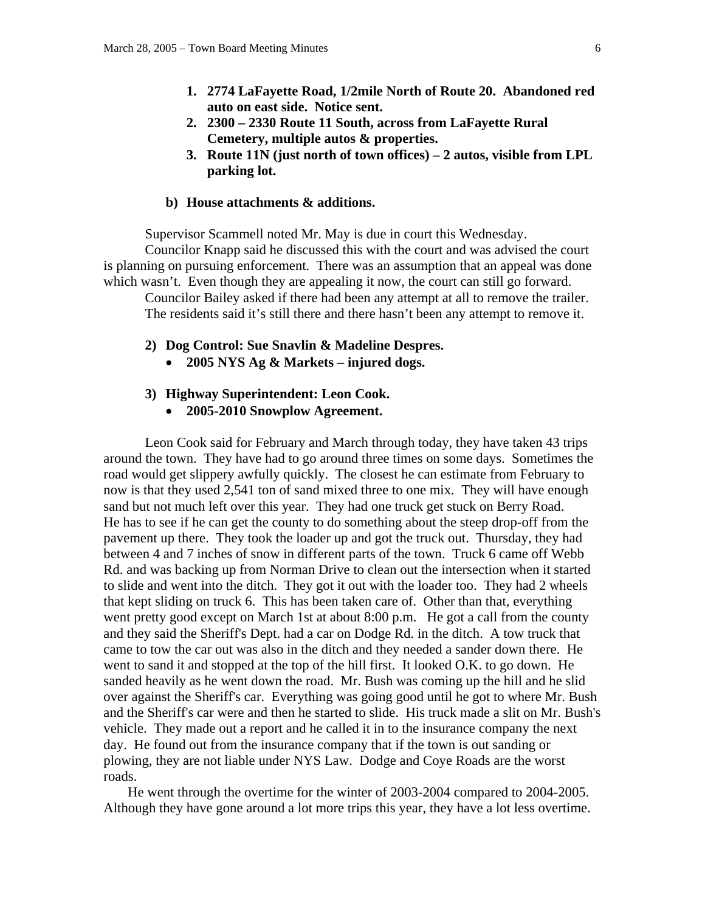1. **2774 LaFayette Road, 1/2mile North of Route 20. Abandoned red auto on east side. Notice sent.**
2. **2300 – 2330 Route 11 South, across from LaFayette Rural Cemetery, multiple autos & properties.**
3. **Route 11N (just north of town offices) – 2 autos, visible from LPL parking lot.**

**b) House attachments & additions.**

Supervisor Scammell noted Mr. May is due in court this Wednesday.

Councilor Knapp said he discussed this with the court and was advised the court is planning on pursuing enforcement. There was an assumption that an appeal was done which wasn't. Even though they are appealing it now, the court can still go forward.

Councilor Bailey asked if there had been any attempt at all to remove the trailer.

The residents said it's still there and there hasn't been any attempt to remove it.

**2) Dog Control: Sue Snavlin & Madeline Despres.**

- **2005 NYS Ag & Markets – injured dogs.**

**3) Highway Superintendent: Leon Cook.**

- **2005-2010 Snowplow Agreement.**

Leon Cook said for February and March through today, they have taken 43 trips around the town. They have had to go around three times on some days. Sometimes the road would get slippery awfully quickly. The closest he can estimate from February to now is that they used 2,541 ton of sand mixed three to one mix. They will have enough sand but not much left over this year. They had one truck get stuck on Berry Road. He has to see if he can get the county to do something about the steep drop-off from the pavement up there. They took the loader up and got the truck out. Thursday, they had between 4 and 7 inches of snow in different parts of the town. Truck 6 came off Webb Rd. and was backing up from Norman Drive to clean out the intersection when it started to slide and went into the ditch. They got it out with the loader too. They had 2 wheels that kept sliding on truck 6. This has been taken care of. Other than that, everything went pretty good except on March 1st at about 8:00 p.m. He got a call from the county and they said the Sheriff's Dept. had a car on Dodge Rd. in the ditch. A tow truck that came to tow the car out was also in the ditch and they needed a sander down there. He went to sand it and stopped at the top of the hill first. It looked O.K. to go down. He sanded heavily as he went down the road. Mr. Bush was coming up the hill and he slid over against the Sheriff's car. Everything was going good until he got to where Mr. Bush and the Sheriff's car were and then he started to slide. His truck made a slit on Mr. Bush's vehicle. They made out a report and he called it in to the insurance company the next day. He found out from the insurance company that if the town is out sanding or plowing, they are not liable under NYS Law. Dodge and Coye Roads are the worst roads.

He went through the overtime for the winter of 2003-2004 compared to 2004-2005. Although they have gone around a lot more trips this year, they have a lot less overtime.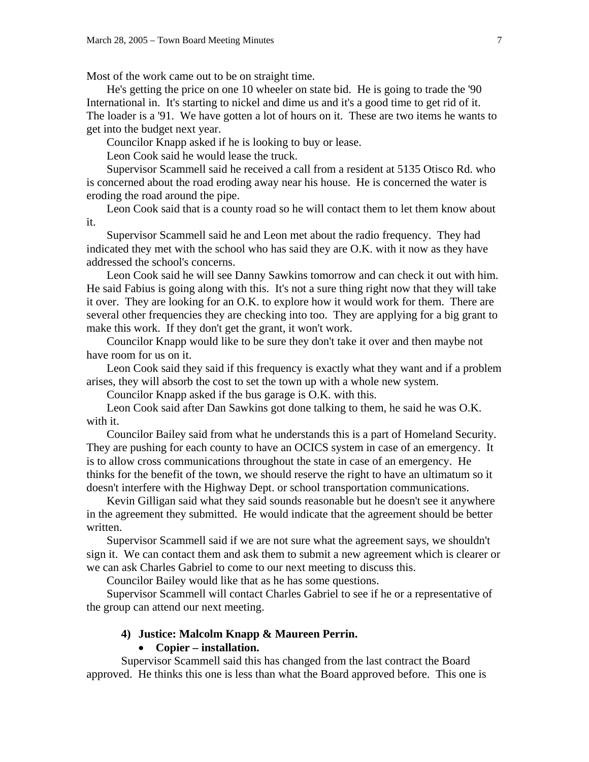Most of the work came out to be on straight time.

He's getting the price on one 10 wheeler on state bid. He is going to trade the '90 International in. It's starting to nickel and dime us and it's a good time to get rid of it. The loader is a '91. We have gotten a lot of hours on it. These are two items he wants to get into the budget next year.

Councilor Knapp asked if he is looking to buy or lease.

Leon Cook said he would lease the truck.

Supervisor Scammell said he received a call from a resident at 5135 Otisco Rd. who is concerned about the road eroding away near his house. He is concerned the water is eroding the road around the pipe.

Leon Cook said that is a county road so he will contact them to let them know about it.

Supervisor Scammell said he and Leon met about the radio frequency. They had indicated they met with the school who has said they are O.K. with it now as they have addressed the school's concerns.

Leon Cook said he will see Danny Sawkins tomorrow and can check it out with him. He said Fabius is going along with this. It's not a sure thing right now that they will take it over. They are looking for an O.K. to explore how it would work for them. There are several other frequencies they are checking into too. They are applying for a big grant to make this work. If they don't get the grant, it won't work.

Councilor Knapp would like to be sure they don't take it over and then maybe not have room for us on it.

Leon Cook said they said if this frequency is exactly what they want and if a problem arises, they will absorb the cost to set the town up with a whole new system.

Councilor Knapp asked if the bus garage is O.K. with this.

Leon Cook said after Dan Sawkins got done talking to them, he said he was O.K. with it.

Councilor Bailey said from what he understands this is a part of Homeland Security. They are pushing for each county to have an OCICS system in case of an emergency. It is to allow cross communications throughout the state in case of an emergency. He thinks for the benefit of the town, we should reserve the right to have an ultimatum so it doesn't interfere with the Highway Dept. or school transportation communications.

Kevin Gilligan said what they said sounds reasonable but he doesn't see it anywhere in the agreement they submitted. He would indicate that the agreement should be better written.

Supervisor Scammell said if we are not sure what the agreement says, we shouldn't sign it. We can contact them and ask them to submit a new agreement which is clearer or we can ask Charles Gabriel to come to our next meeting to discuss this.

Councilor Bailey would like that as he has some questions.

Supervisor Scammell will contact Charles Gabriel to see if he or a representative of the group can attend our next meeting.

**4) Justice: Malcolm Knapp & Maureen Perrin.**

- **Copier – installation.**

Supervisor Scammell said this has changed from the last contract the Board approved. He thinks this one is less than what the Board approved before. This one is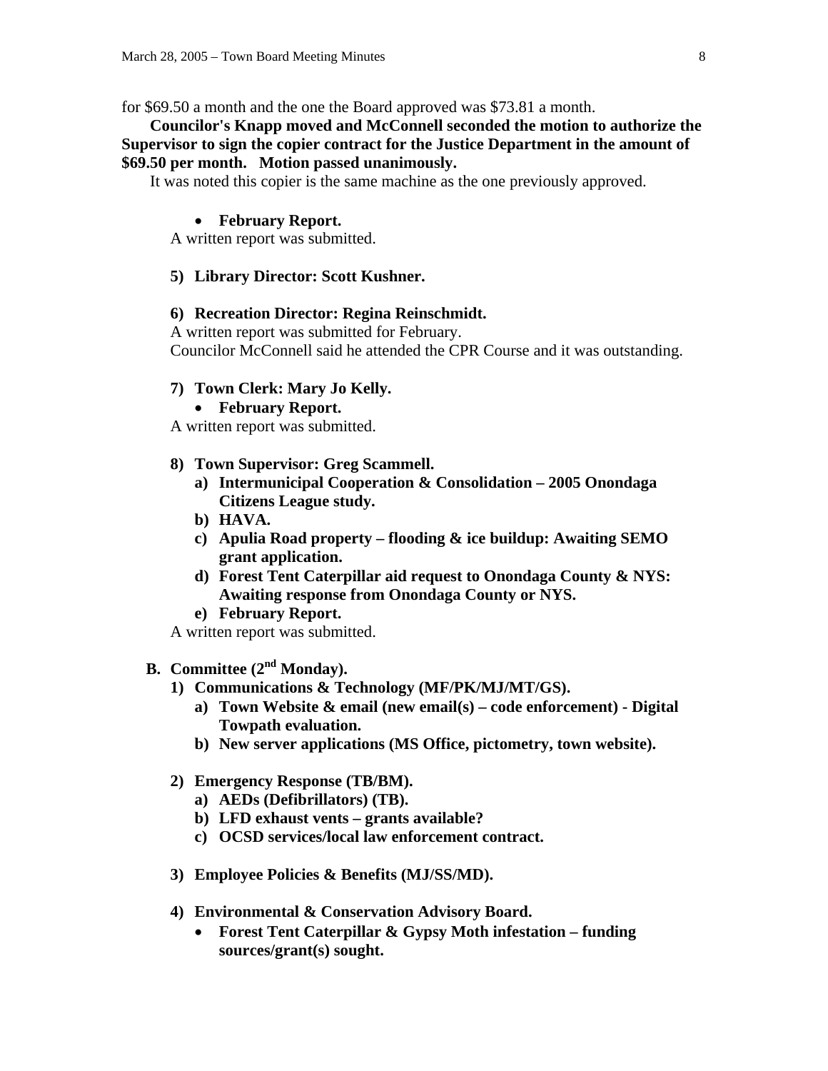for $69.50 a month and the one the Board approved was $73.81 a month.

**Councilor's Knapp moved and McConnell seconded the motion to authorize the Supervisor to sign the copier contract for the Justice Department in the amount of $69.50 per month. Motion passed unanimously.**

It was noted this copier is the same machine as the one previously approved.

- **February Report.**

A written report was submitted.

**5) Library Director: Scott Kushner.**

**6) Recreation Director: Regina Reinschmidt.**

A written report was submitted for February.

Councilor McConnell said he attended the CPR Course and it was outstanding.

**7) Town Clerk: Mary Jo Kelly.**

- **February Report.**

A written report was submitted.

**8) Town Supervisor: Greg Scammell.**

**a) Intermunicipal Cooperation & Consolidation – 2005 Onondaga Citizens League study.**

**b) HAVA.**

**c) Apulia Road property – flooding & ice buildup: Awaiting SEMO grant application.**

**d) Forest Tent Caterpillar aid request to Onondaga County & NYS: Awaiting response from Onondaga County or NYS.**

**e) February Report.**

A written report was submitted.

**B. Committee (2nd Monday).**

**1) Communications & Technology (MF/PK/MJ/MT/GS).**

**a) Town Website & email (new email(s) – code enforcement) - Digital Towpath evaluation.**

**b) New server applications (MS Office, pictometry, town website).**

**2) Emergency Response (TB/BM).**

**a) AEDs (Defibrillators) (TB).**

**b) LFD exhaust vents – grants available?**

**c) OCSD services/local law enforcement contract.**

**3) Employee Policies & Benefits (MJ/SS/MD).**

**4) Environmental & Conservation Advisory Board.**

- **Forest Tent Caterpillar & Gypsy Moth infestation – funding sources/grant(s) sought.**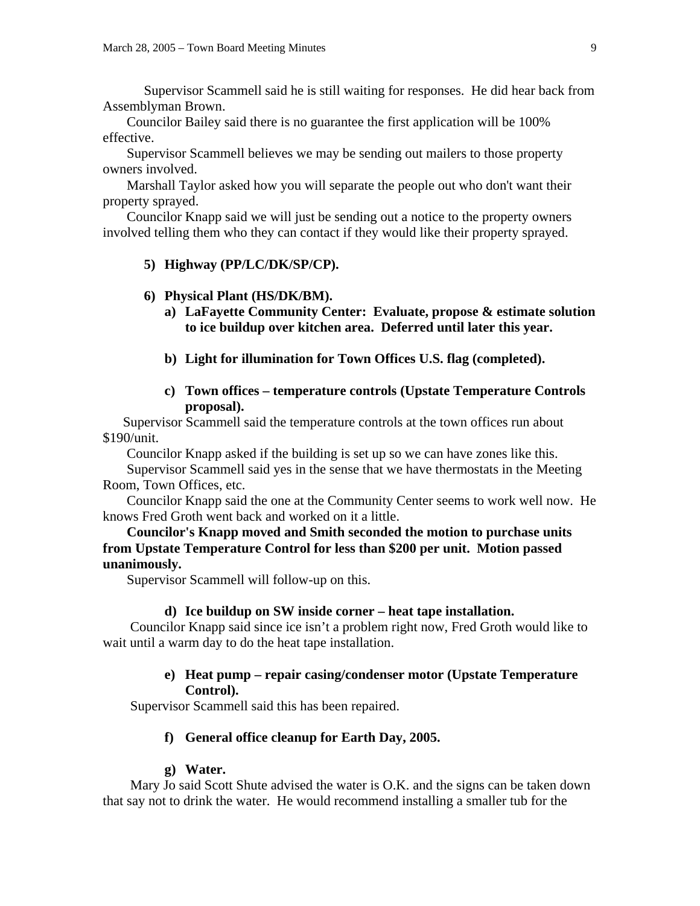Supervisor Scammell said he is still waiting for responses. He did hear back from Assemblyman Brown.

Councilor Bailey said there is no guarantee the first application will be 100% effective.

Supervisor Scammell believes we may be sending out mailers to those property owners involved.

Marshall Taylor asked how you will separate the people out who don't want their property sprayed.

Councilor Knapp said we will just be sending out a notice to the property owners involved telling them who they can contact if they would like their property sprayed.

**5) Highway (PP/LC/DK/SP/CP).**

**6) Physical Plant (HS/DK/BM).**

**a) LaFayette Community Center: Evaluate, propose & estimate solution to ice buildup over kitchen area. Deferred until later this year.**

**b) Light for illumination for Town Offices U.S. flag (completed).**

**c) Town offices – temperature controls (Upstate Temperature Controls proposal).**

Supervisor Scammell said the temperature controls at the town offices run about $190/unit.

Councilor Knapp asked if the building is set up so we can have zones like this.

Supervisor Scammell said yes in the sense that we have thermostats in the Meeting Room, Town Offices, etc.

Councilor Knapp said the one at the Community Center seems to work well now. He knows Fred Groth went back and worked on it a little.

**Councilor's Knapp moved and Smith seconded the motion to purchase units from Upstate Temperature Control for less than $200 per unit. Motion passed unanimously.**

Supervisor Scammell will follow-up on this.

**d) Ice buildup on SW inside corner – heat tape installation.**

Councilor Knapp said since ice isn't a problem right now, Fred Groth would like to wait until a warm day to do the heat tape installation.

**e) Heat pump – repair casing/condenser motor (Upstate Temperature Control).**

Supervisor Scammell said this has been repaired.

**f) General office cleanup for Earth Day, 2005.**

**g) Water.**

Mary Jo said Scott Shute advised the water is O.K. and the signs can be taken down that say not to drink the water. He would recommend installing a smaller tub for the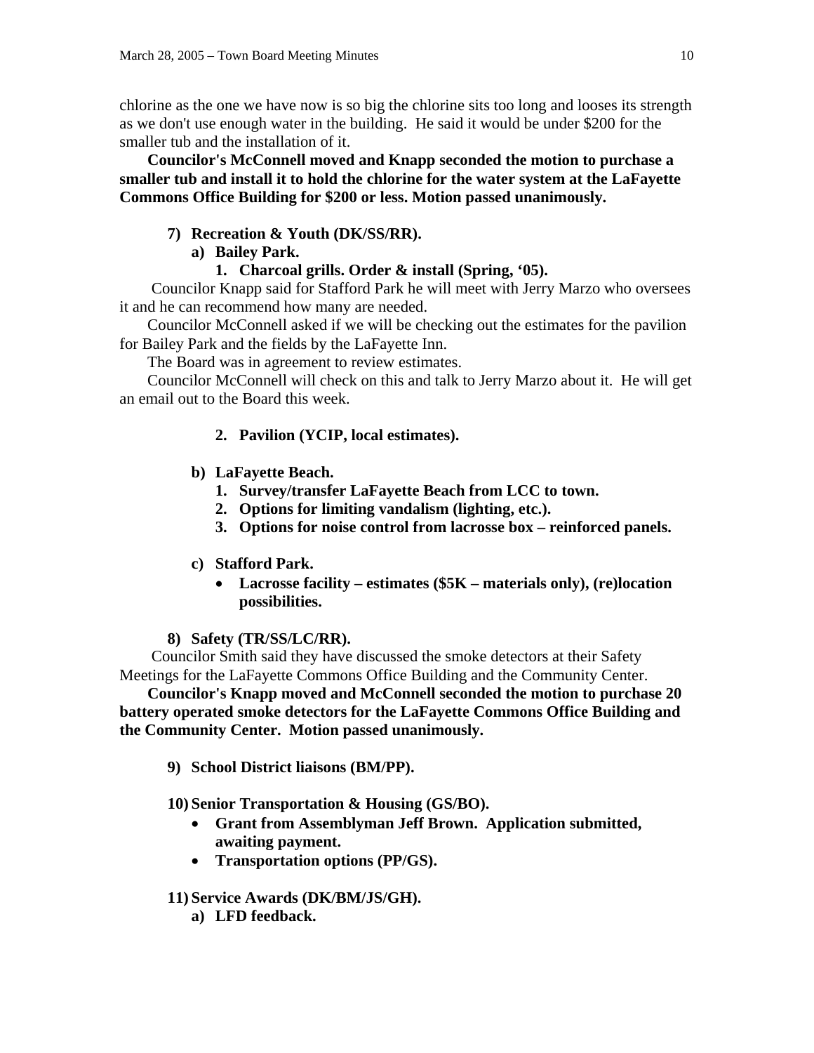chlorine as the one we have now is so big the chlorine sits too long and looses its strength as we don't use enough water in the building. He said it would be under $200 for the smaller tub and the installation of it.

**Councilor's McConnell moved and Knapp seconded the motion to purchase a smaller tub and install it to hold the chlorine for the water system at the LaFayette Commons Office Building for $200 or less. Motion passed unanimously.**

**7) Recreation & Youth (DK/SS/RR).**

**a) Bailey Park.**

**1. Charcoal grills. Order & install (Spring, '05).**

Councilor Knapp said for Stafford Park he will meet with Jerry Marzo who oversees it and he can recommend how many are needed.

Councilor McConnell asked if we will be checking out the estimates for the pavilion for Bailey Park and the fields by the LaFayette Inn.

The Board was in agreement to review estimates.

Councilor McConnell will check on this and talk to Jerry Marzo about it. He will get an email out to the Board this week.

**2. Pavilion (YCIP, local estimates).**

**b) LaFayette Beach.**

**1. Survey/transfer LaFayette Beach from LCC to town.**

**2. Options for limiting vandalism (lighting, etc.).**

**3. Options for noise control from lacrosse box – reinforced panels.**

**c) Stafford Park.**

- **Lacrosse facility – estimates ($5K – materials only), (re)location possibilities.**

**8) Safety (TR/SS/LC/RR).**

Councilor Smith said they have discussed the smoke detectors at their Safety Meetings for the LaFayette Commons Office Building and the Community Center.

**Councilor's Knapp moved and McConnell seconded the motion to purchase 20 battery operated smoke detectors for the LaFayette Commons Office Building and the Community Center. Motion passed unanimously.**

**9) School District liaisons (BM/PP).**

**10) Senior Transportation & Housing (GS/BO).**

- **Grant from Assemblyman Jeff Brown. Application submitted, awaiting payment.**
- **Transportation options (PP/GS).**

**11) Service Awards (DK/BM/JS/GH).**

**a) LFD feedback.**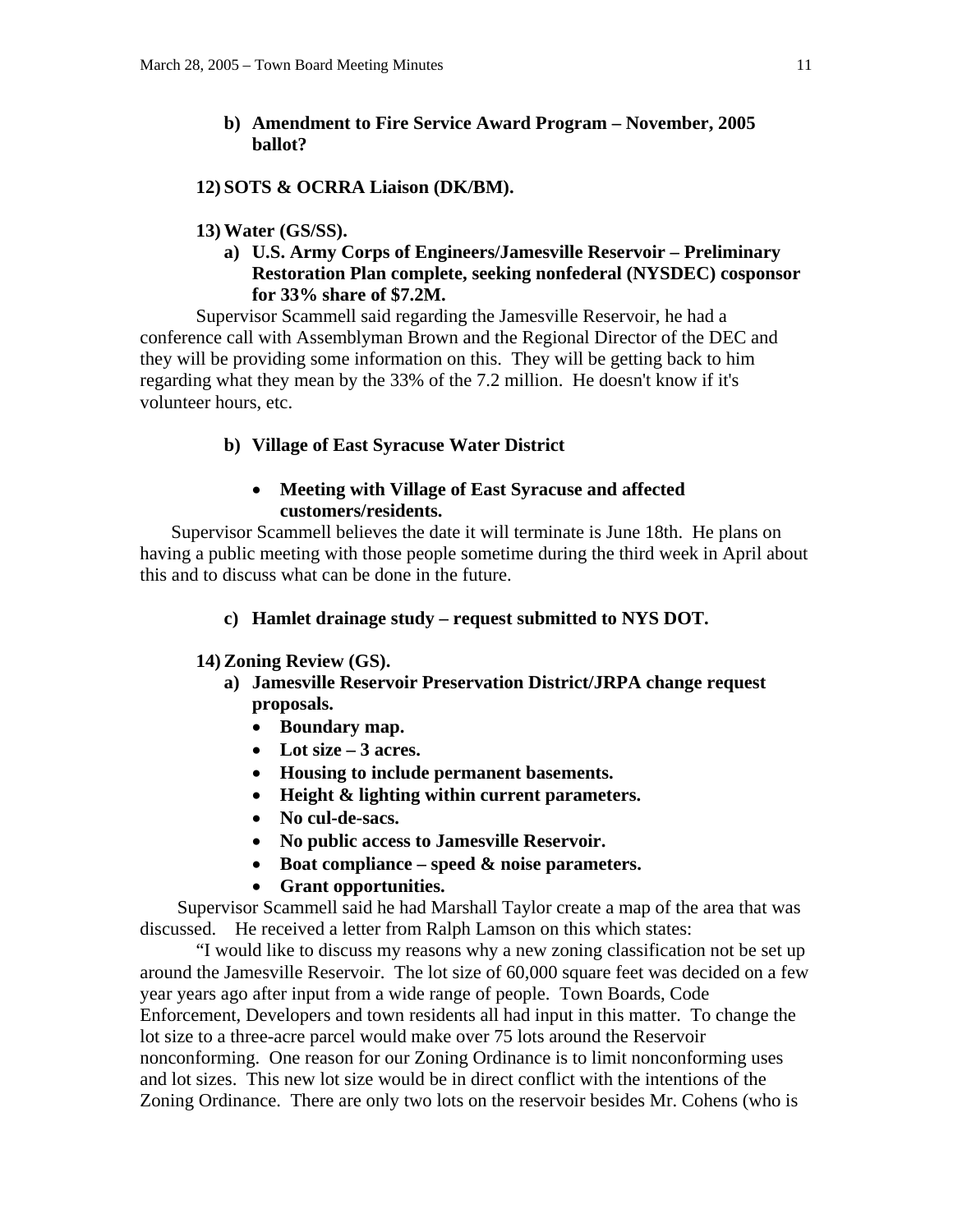**b) Amendment to Fire Service Award Program – November, 2005 ballot?**

**12) SOTS & OCRRA Liaison (DK/BM).**

**13) Water (GS/SS).**

**a) U.S. Army Corps of Engineers/Jamesville Reservoir – Preliminary Restoration Plan complete, seeking nonfederal (NYSDEC) cosponsor for 33% share of $7.2M.**

Supervisor Scammell said regarding the Jamesville Reservoir, he had a conference call with Assemblyman Brown and the Regional Director of the DEC and they will be providing some information on this. They will be getting back to him regarding what they mean by the 33% of the 7.2 million. He doesn't know if it's volunteer hours, etc.

**b) Village of East Syracuse Water District**

- **Meeting with Village of East Syracuse and affected customers/residents.**

Supervisor Scammell believes the date it will terminate is June 18th. He plans on having a public meeting with those people sometime during the third week in April about this and to discuss what can be done in the future.

**c) Hamlet drainage study – request submitted to NYS DOT.**

**14) Zoning Review (GS).**

**a) Jamesville Reservoir Preservation District/JRPA change request proposals.**

- **Boundary map.**
- **Lot size – 3 acres.**
- **Housing to include permanent basements.**
- **Height & lighting within current parameters.**
- **No cul-de-sacs.**
- **No public access to Jamesville Reservoir.**
- **Boat compliance – speed & noise parameters.**
- **Grant opportunities.**

Supervisor Scammell said he had Marshall Taylor create a map of the area that was discussed. He received a letter from Ralph Lamson on this which states:

"I would like to discuss my reasons why a new zoning classification not be set up around the Jamesville Reservoir. The lot size of 60,000 square feet was decided on a few year years ago after input from a wide range of people. Town Boards, Code Enforcement, Developers and town residents all had input in this matter. To change the lot size to a three-acre parcel would make over 75 lots around the Reservoir nonconforming. One reason for our Zoning Ordinance is to limit nonconforming uses and lot sizes. This new lot size would be in direct conflict with the intentions of the Zoning Ordinance. There are only two lots on the reservoir besides Mr. Cohens (who is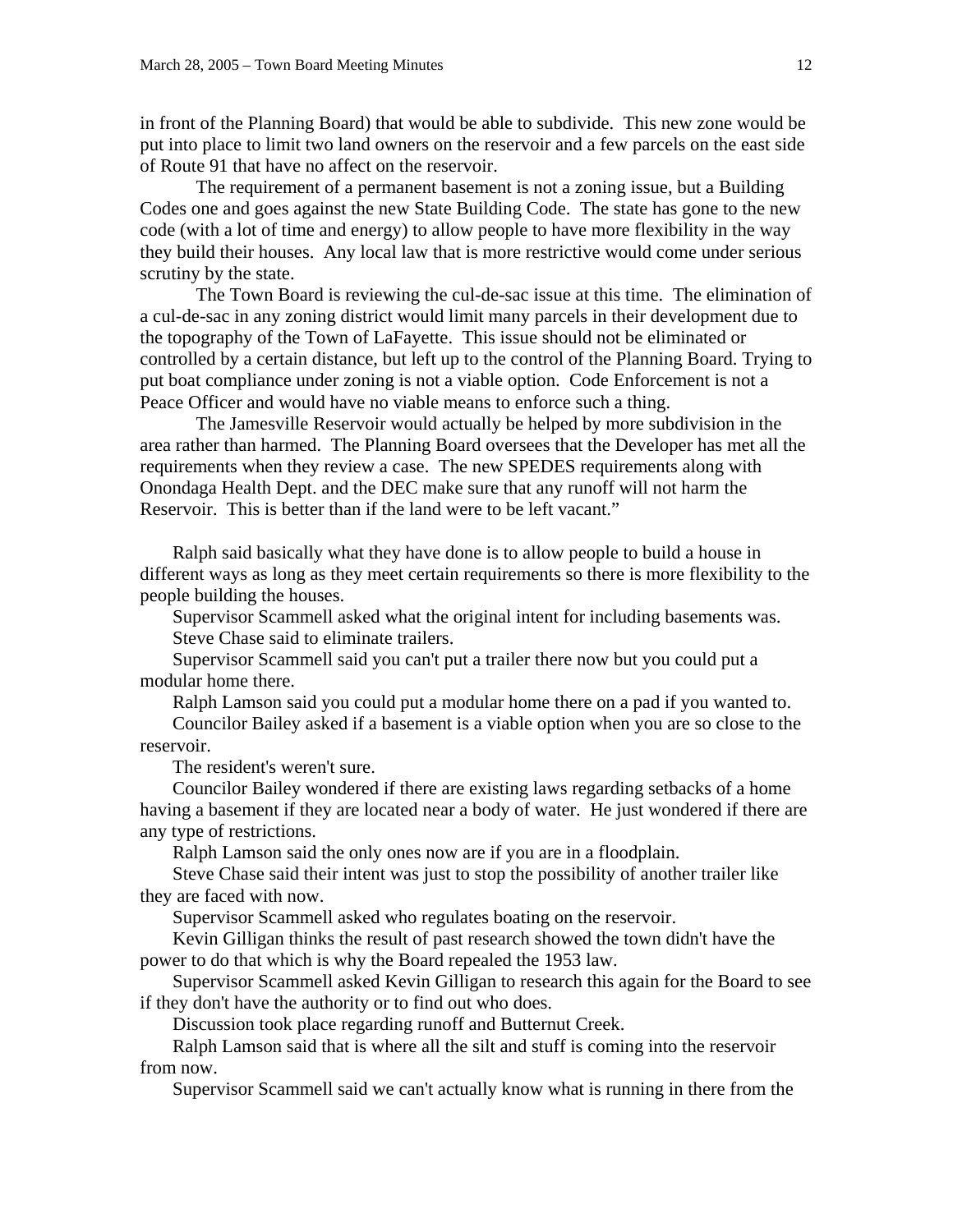in front of the Planning Board) that would be able to subdivide. This new zone would be put into place to limit two land owners on the reservoir and a few parcels on the east side of Route 91 that have no affect on the reservoir.

The requirement of a permanent basement is not a zoning issue, but a Building Codes one and goes against the new State Building Code. The state has gone to the new code (with a lot of time and energy) to allow people to have more flexibility in the way they build their houses. Any local law that is more restrictive would come under serious scrutiny by the state.

The Town Board is reviewing the cul-de-sac issue at this time. The elimination of a cul-de-sac in any zoning district would limit many parcels in their development due to the topography of the Town of LaFayette. This issue should not be eliminated or controlled by a certain distance, but left up to the control of the Planning Board. Trying to put boat compliance under zoning is not a viable option. Code Enforcement is not a Peace Officer and would have no viable means to enforce such a thing.

The Jamesville Reservoir would actually be helped by more subdivision in the area rather than harmed. The Planning Board oversees that the Developer has met all the requirements when they review a case. The new SPEDES requirements along with Onondaga Health Dept. and the DEC make sure that any runoff will not harm the Reservoir. This is better than if the land were to be left vacant."

Ralph said basically what they have done is to allow people to build a house in different ways as long as they meet certain requirements so there is more flexibility to the people building the houses.

Supervisor Scammell asked what the original intent for including basements was.

Steve Chase said to eliminate trailers.

Supervisor Scammell said you can't put a trailer there now but you could put a modular home there.

Ralph Lamson said you could put a modular home there on a pad if you wanted to.

Councilor Bailey asked if a basement is a viable option when you are so close to the reservoir.

The resident's weren't sure.

Councilor Bailey wondered if there are existing laws regarding setbacks of a home having a basement if they are located near a body of water. He just wondered if there are any type of restrictions.

Ralph Lamson said the only ones now are if you are in a floodplain.

Steve Chase said their intent was just to stop the possibility of another trailer like they are faced with now.

Supervisor Scammell asked who regulates boating on the reservoir.

Kevin Gilligan thinks the result of past research showed the town didn't have the power to do that which is why the Board repealed the 1953 law.

Supervisor Scammell asked Kevin Gilligan to research this again for the Board to see if they don't have the authority or to find out who does.

Discussion took place regarding runoff and Butternut Creek.

Ralph Lamson said that is where all the silt and stuff is coming into the reservoir from now.

Supervisor Scammell said we can't actually know what is running in there from the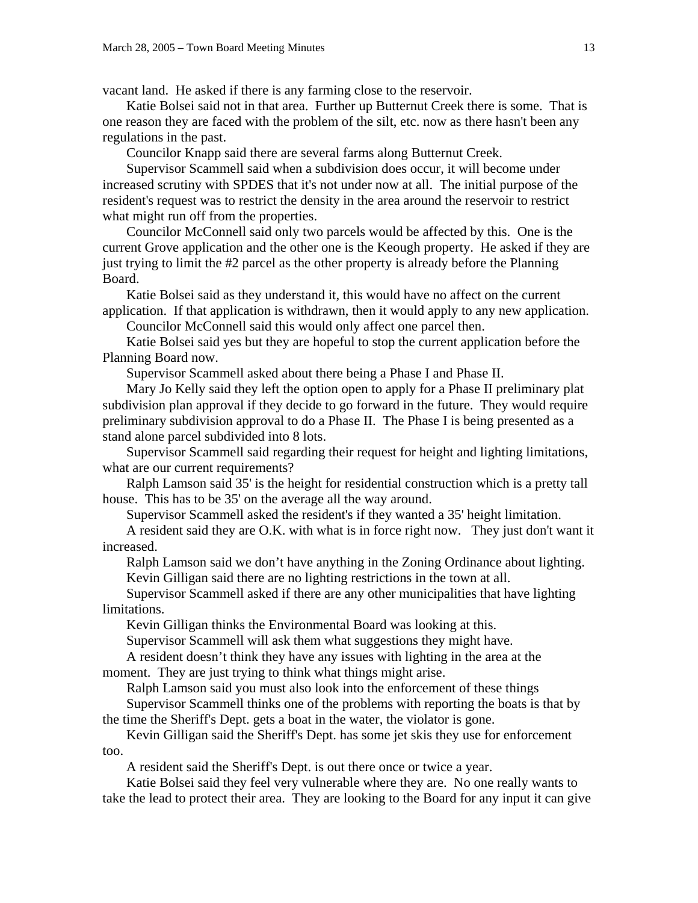vacant land. He asked if there is any farming close to the reservoir.

Katie Bolsei said not in that area. Further up Butternut Creek there is some. That is one reason they are faced with the problem of the silt, etc. now as there hasn't been any regulations in the past.

Councilor Knapp said there are several farms along Butternut Creek.

Supervisor Scammell said when a subdivision does occur, it will become under increased scrutiny with SPDES that it's not under now at all. The initial purpose of the resident's request was to restrict the density in the area around the reservoir to restrict what might run off from the properties.

Councilor McConnell said only two parcels would be affected by this. One is the current Grove application and the other one is the Keough property. He asked if they are just trying to limit the #2 parcel as the other property is already before the Planning Board.

Katie Bolsei said as they understand it, this would have no affect on the current application. If that application is withdrawn, then it would apply to any new application.

Councilor McConnell said this would only affect one parcel then.

Katie Bolsei said yes but they are hopeful to stop the current application before the Planning Board now.

Supervisor Scammell asked about there being a Phase I and Phase II.

Mary Jo Kelly said they left the option open to apply for a Phase II preliminary plat subdivision plan approval if they decide to go forward in the future. They would require preliminary subdivision approval to do a Phase II. The Phase I is being presented as a stand alone parcel subdivided into 8 lots.

Supervisor Scammell said regarding their request for height and lighting limitations, what are our current requirements?

Ralph Lamson said 35' is the height for residential construction which is a pretty tall house. This has to be 35' on the average all the way around.

Supervisor Scammell asked the resident's if they wanted a 35' height limitation.

A resident said they are O.K. with what is in force right now. They just don't want it increased.

Ralph Lamson said we don't have anything in the Zoning Ordinance about lighting.

Kevin Gilligan said there are no lighting restrictions in the town at all.

Supervisor Scammell asked if there are any other municipalities that have lighting limitations.

Kevin Gilligan thinks the Environmental Board was looking at this.

Supervisor Scammell will ask them what suggestions they might have.

A resident doesn't think they have any issues with lighting in the area at the moment. They are just trying to think what things might arise.

Ralph Lamson said you must also look into the enforcement of these things

Supervisor Scammell thinks one of the problems with reporting the boats is that by the time the Sheriff's Dept. gets a boat in the water, the violator is gone.

Kevin Gilligan said the Sheriff's Dept. has some jet skis they use for enforcement too.

A resident said the Sheriff's Dept. is out there once or twice a year.

Katie Bolsei said they feel very vulnerable where they are. No one really wants to take the lead to protect their area. They are looking to the Board for any input it can give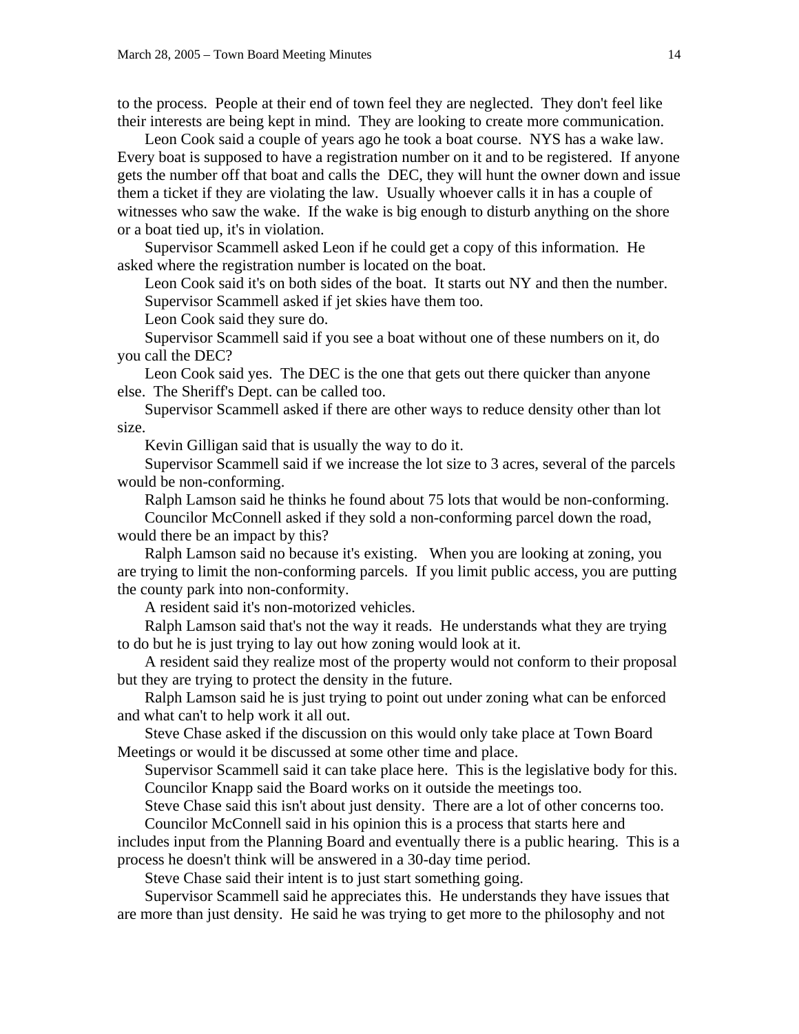to the process. People at their end of town feel they are neglected. They don't feel like their interests are being kept in mind. They are looking to create more communication.

Leon Cook said a couple of years ago he took a boat course. NYS has a wake law. Every boat is supposed to have a registration number on it and to be registered. If anyone gets the number off that boat and calls the DEC, they will hunt the owner down and issue them a ticket if they are violating the law. Usually whoever calls it in has a couple of witnesses who saw the wake. If the wake is big enough to disturb anything on the shore or a boat tied up, it's in violation.

Supervisor Scammell asked Leon if he could get a copy of this information. He asked where the registration number is located on the boat.

Leon Cook said it's on both sides of the boat. It starts out NY and then the number.

Supervisor Scammell asked if jet skies have them too.

Leon Cook said they sure do.

Supervisor Scammell said if you see a boat without one of these numbers on it, do you call the DEC?

Leon Cook said yes. The DEC is the one that gets out there quicker than anyone else. The Sheriff's Dept. can be called too.

Supervisor Scammell asked if there are other ways to reduce density other than lot size.

Kevin Gilligan said that is usually the way to do it.

Supervisor Scammell said if we increase the lot size to 3 acres, several of the parcels would be non-conforming.

Ralph Lamson said he thinks he found about 75 lots that would be non-conforming.

Councilor McConnell asked if they sold a non-conforming parcel down the road, would there be an impact by this?

Ralph Lamson said no because it's existing. When you are looking at zoning, you are trying to limit the non-conforming parcels. If you limit public access, you are putting the county park into non-conformity.

A resident said it's non-motorized vehicles.

Ralph Lamson said that's not the way it reads. He understands what they are trying to do but he is just trying to lay out how zoning would look at it.

A resident said they realize most of the property would not conform to their proposal but they are trying to protect the density in the future.

Ralph Lamson said he is just trying to point out under zoning what can be enforced and what can't to help work it all out.

Steve Chase asked if the discussion on this would only take place at Town Board Meetings or would it be discussed at some other time and place.

Supervisor Scammell said it can take place here. This is the legislative body for this.

Councilor Knapp said the Board works on it outside the meetings too.

Steve Chase said this isn't about just density. There are a lot of other concerns too.

Councilor McConnell said in his opinion this is a process that starts here and includes input from the Planning Board and eventually there is a public hearing. This is a process he doesn't think will be answered in a 30-day time period.

Steve Chase said their intent is to just start something going.

Supervisor Scammell said he appreciates this. He understands they have issues that are more than just density. He said he was trying to get more to the philosophy and not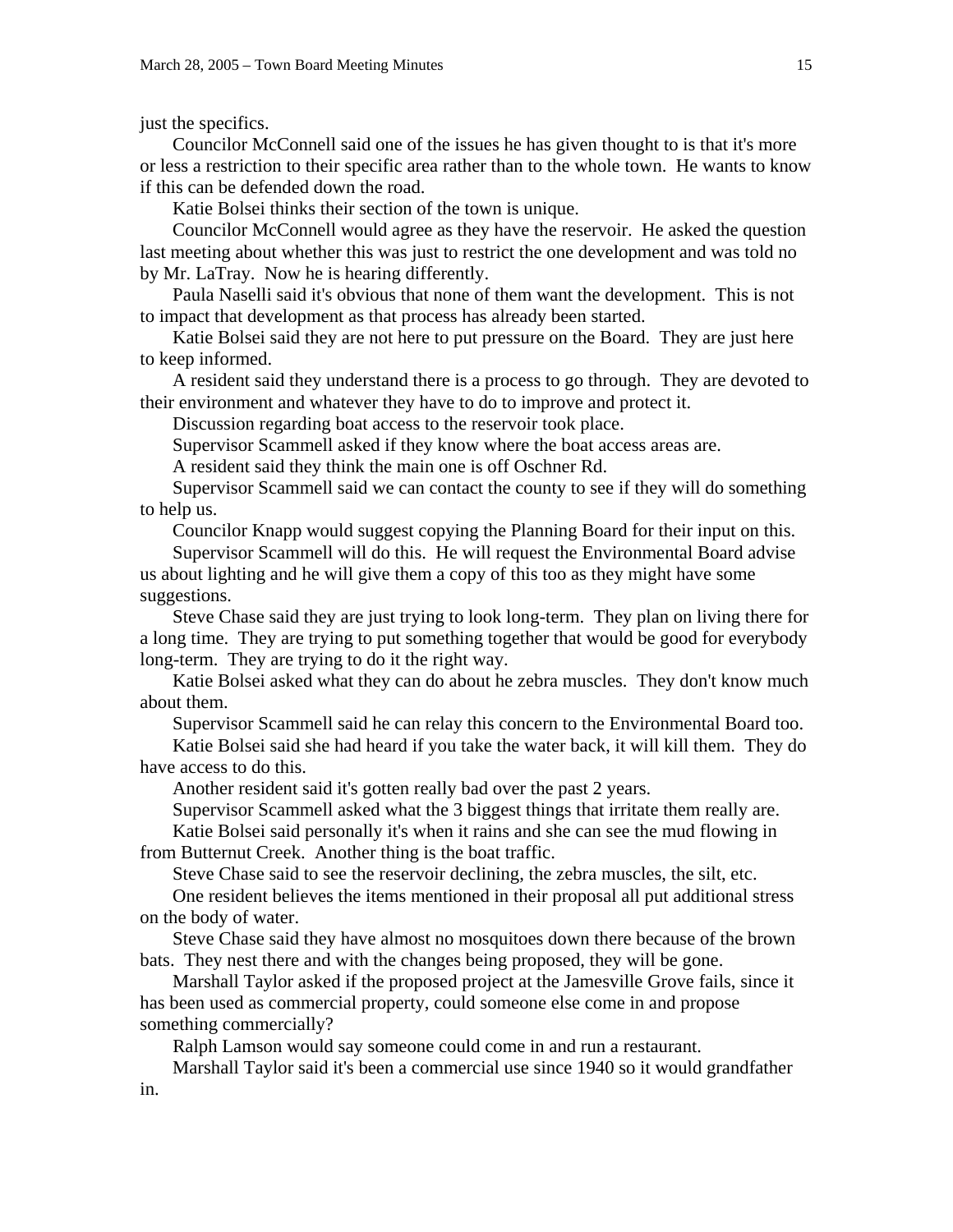just the specifics.

Councilor McConnell said one of the issues he has given thought to is that it's more or less a restriction to their specific area rather than to the whole town. He wants to know if this can be defended down the road.

Katie Bolsei thinks their section of the town is unique.

Councilor McConnell would agree as they have the reservoir. He asked the question last meeting about whether this was just to restrict the one development and was told no by Mr. LaTray. Now he is hearing differently.

Paula Naselli said it's obvious that none of them want the development. This is not to impact that development as that process has already been started.

Katie Bolsei said they are not here to put pressure on the Board. They are just here to keep informed.

A resident said they understand there is a process to go through. They are devoted to their environment and whatever they have to do to improve and protect it.

Discussion regarding boat access to the reservoir took place.

Supervisor Scammell asked if they know where the boat access areas are.

A resident said they think the main one is off Oschner Rd.

Supervisor Scammell said we can contact the county to see if they will do something to help us.

Councilor Knapp would suggest copying the Planning Board for their input on this.

Supervisor Scammell will do this. He will request the Environmental Board advise us about lighting and he will give them a copy of this too as they might have some suggestions.

Steve Chase said they are just trying to look long-term. They plan on living there for a long time. They are trying to put something together that would be good for everybody long-term. They are trying to do it the right way.

Katie Bolsei asked what they can do about he zebra muscles. They don't know much about them.

Supervisor Scammell said he can relay this concern to the Environmental Board too.

Katie Bolsei said she had heard if you take the water back, it will kill them. They do have access to do this.

Another resident said it's gotten really bad over the past 2 years.

Supervisor Scammell asked what the 3 biggest things that irritate them really are.

Katie Bolsei said personally it's when it rains and she can see the mud flowing in from Butternut Creek. Another thing is the boat traffic.

Steve Chase said to see the reservoir declining, the zebra muscles, the silt, etc.

One resident believes the items mentioned in their proposal all put additional stress on the body of water.

Steve Chase said they have almost no mosquitoes down there because of the brown bats. They nest there and with the changes being proposed, they will be gone.

Marshall Taylor asked if the proposed project at the Jamesville Grove fails, since it has been used as commercial property, could someone else come in and propose something commercially?

Ralph Lamson would say someone could come in and run a restaurant.

Marshall Taylor said it's been a commercial use since 1940 so it would grandfather in.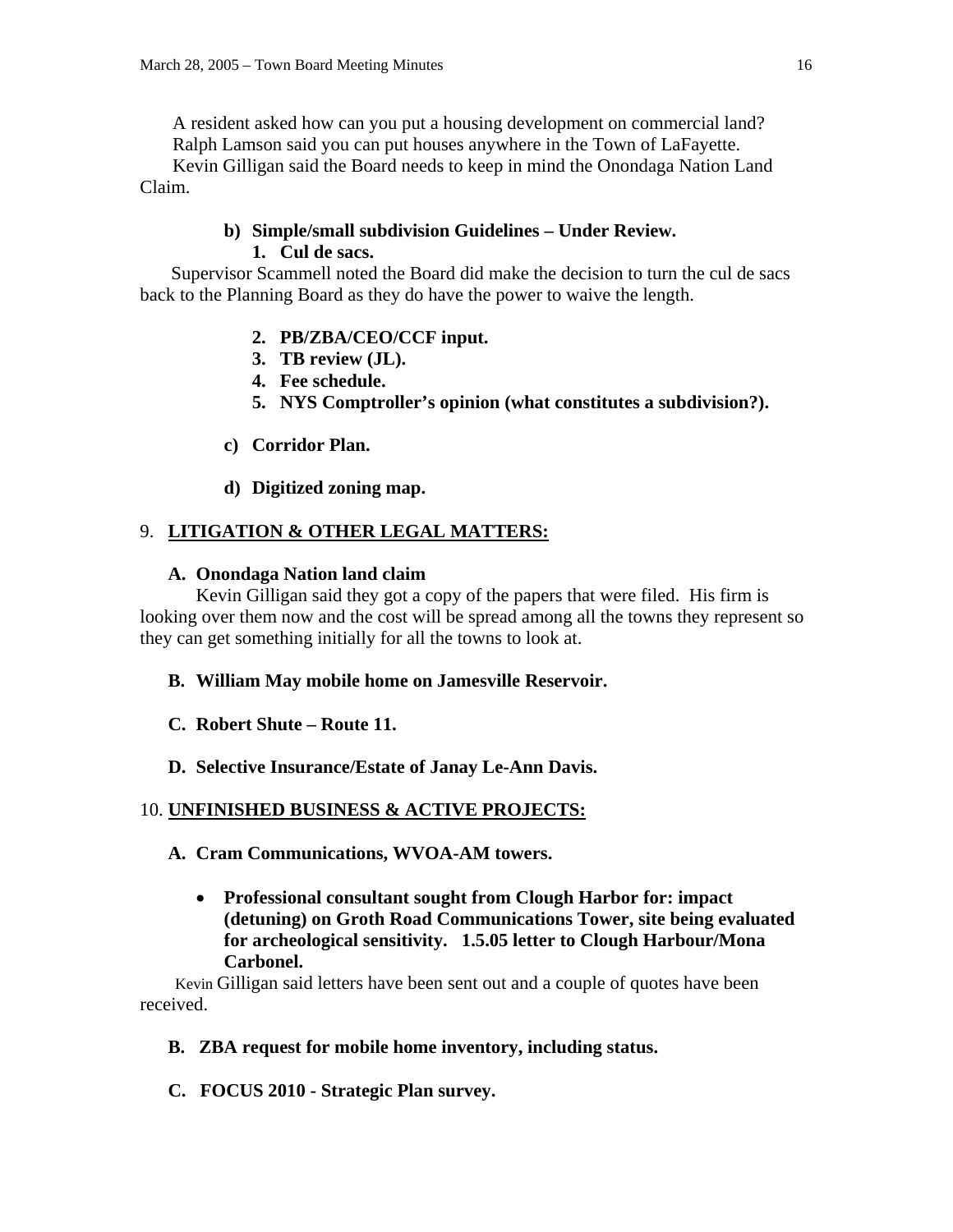A resident asked how can you put a housing development on commercial land?

Ralph Lamson said you can put houses anywhere in the Town of LaFayette.

Kevin Gilligan said the Board needs to keep in mind the Onondaga Nation Land Claim.

**b) Simple/small subdivision Guidelines – Under Review.**

**1. Cul de sacs.**

Supervisor Scammell noted the Board did make the decision to turn the cul de sacs back to the Planning Board as they do have the power to waive the length.

**2. PB/ZBA/CEO/CCF input.**

**3. TB review (JL).**

**4. Fee schedule.**

**5. NYS Comptroller's opinion (what constitutes a subdivision?).**

**c) Corridor Plan.**

**d) Digitized zoning map.**

## 9. LITIGATION & OTHER LEGAL MATTERS:

**A. Onondaga Nation land claim**

Kevin Gilligan said they got a copy of the papers that were filed. His firm is looking over them now and the cost will be spread among all the towns they represent so they can get something initially for all the towns to look at.

**B. William May mobile home on Jamesville Reservoir.**

**C. Robert Shute – Route 11.**

**D. Selective Insurance/Estate of Janay Le-Ann Davis.**

## 10. UNFINISHED BUSINESS & ACTIVE PROJECTS:

**A. Cram Communications, WVOA-AM towers.**

- **Professional consultant sought from Clough Harbor for: impact (detuning) on Groth Road Communications Tower, site being evaluated for archeological sensitivity. 1.5.05 letter to Clough Harbour/Mona Carbonel.**

Kevin Gilligan said letters have been sent out and a couple of quotes have been received.

**B. ZBA request for mobile home inventory, including status.**

**C. FOCUS 2010 - Strategic Plan survey.**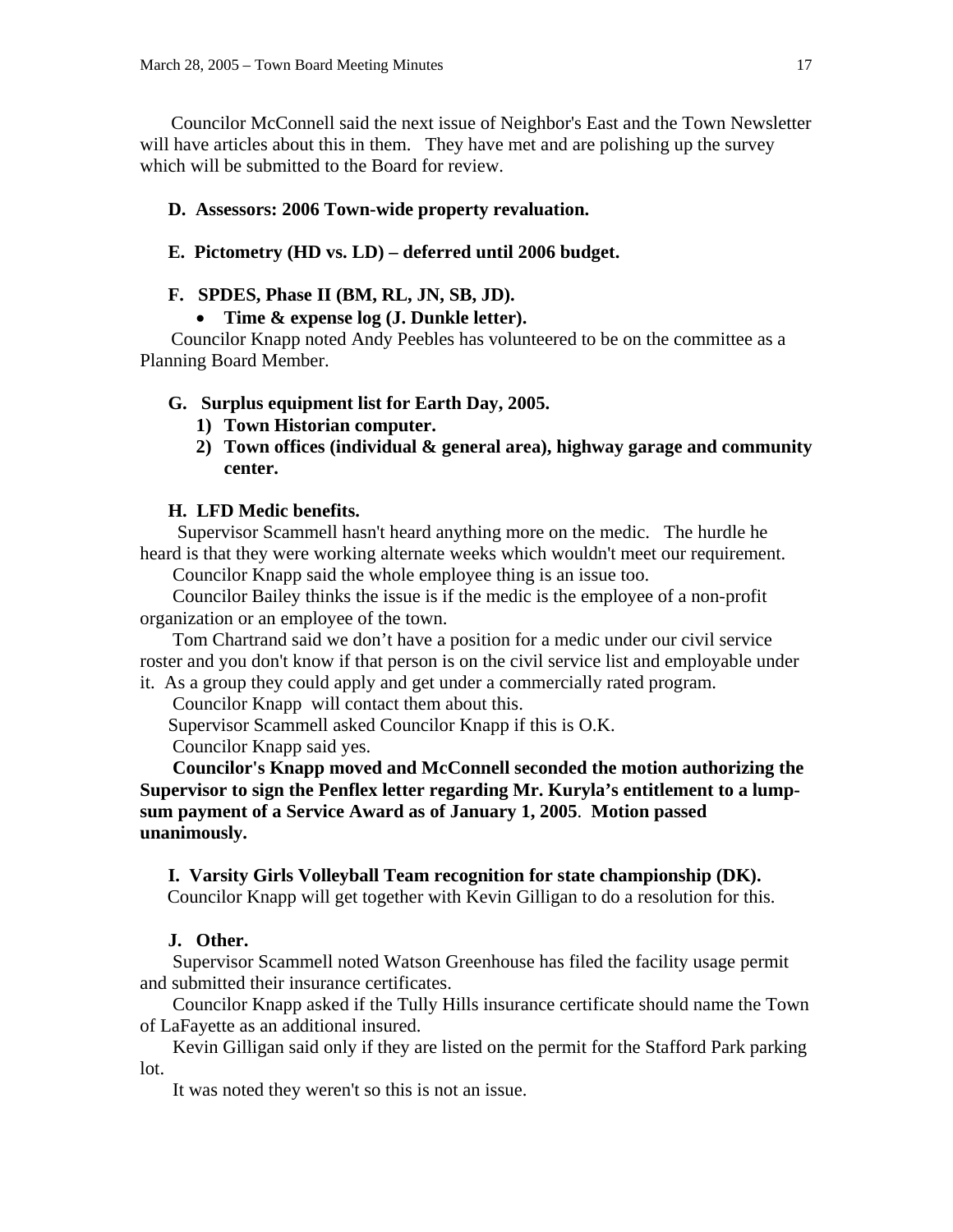Councilor McConnell said the next issue of Neighbor's East and the Town Newsletter will have articles about this in them. They have met and are polishing up the survey which will be submitted to the Board for review.

**D. Assessors: 2006 Town-wide property revaluation.**

**E. Pictometry (HD vs. LD) – deferred until 2006 budget.**

**F. SPDES, Phase II (BM, RL, JN, SB, JD).**

- **Time & expense log (J. Dunkle letter).**

Councilor Knapp noted Andy Peebles has volunteered to be on the committee as a Planning Board Member.

**G. Surplus equipment list for Earth Day, 2005.**

1) **Town Historian computer.**
2) **Town offices (individual & general area), highway garage and community center.**

**H. LFD Medic benefits.**

Supervisor Scammell hasn't heard anything more on the medic. The hurdle he heard is that they were working alternate weeks which wouldn't meet our requirement.

Councilor Knapp said the whole employee thing is an issue too.

Councilor Bailey thinks the issue is if the medic is the employee of a non-profit organization or an employee of the town.

Tom Chartrand said we don't have a position for a medic under our civil service roster and you don't know if that person is on the civil service list and employable under it. As a group they could apply and get under a commercially rated program.

Councilor Knapp will contact them about this.

Supervisor Scammell asked Councilor Knapp if this is O.K.

Councilor Knapp said yes.

**Councilor's Knapp moved and McConnell seconded the motion authorizing the Supervisor to sign the Penflex letter regarding Mr. Kuryla's entitlement to a lump-sum payment of a Service Award as of January 1, 2005. Motion passed unanimously.**

**I. Varsity Girls Volleyball Team recognition for state championship (DK).**

Councilor Knapp will get together with Kevin Gilligan to do a resolution for this.

**J. Other.**

Supervisor Scammell noted Watson Greenhouse has filed the facility usage permit and submitted their insurance certificates.

Councilor Knapp asked if the Tully Hills insurance certificate should name the Town of LaFayette as an additional insured.

Kevin Gilligan said only if they are listed on the permit for the Stafford Park parking lot.

It was noted they weren't so this is not an issue.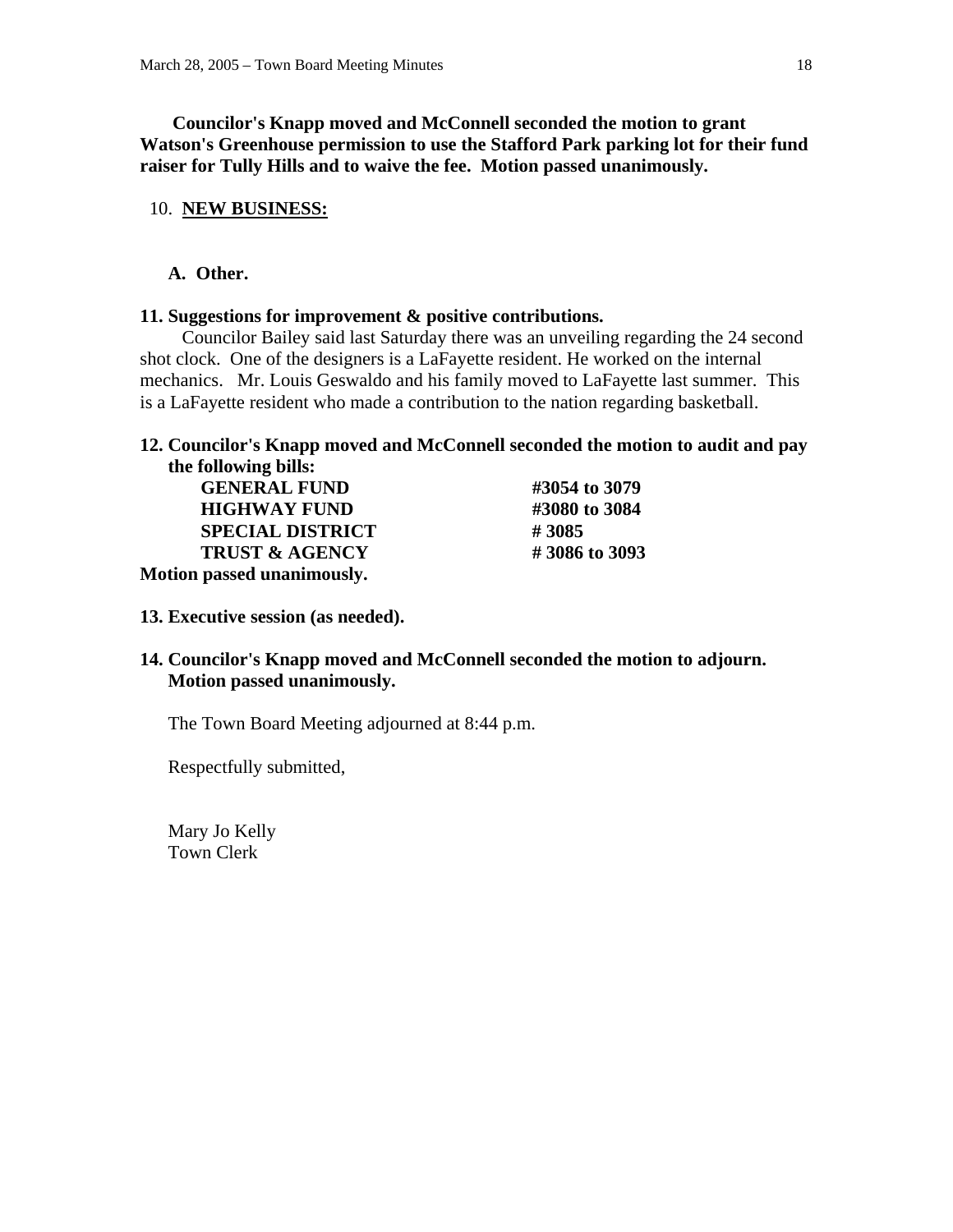**Councilor's Knapp moved and McConnell seconded the motion to grant Watson's Greenhouse permission to use the Stafford Park parking lot for their fund raiser for Tully Hills and to waive the fee. Motion passed unanimously.**

10. **NEW BUSINESS:**

**A. Other.**

**11. Suggestions for improvement & positive contributions.**

Councilor Bailey said last Saturday there was an unveiling regarding the 24 second shot clock. One of the designers is a LaFayette resident. He worked on the internal mechanics. Mr. Louis Geswaldo and his family moved to LaFayette last summer. This is a LaFayette resident who made a contribution to the nation regarding basketball.

**12. Councilor's Knapp moved and McConnell seconded the motion to audit and pay the following bills:**

| | |
|---|---|
| **GENERAL FUND** | **#3054 to 3079** |
| **HIGHWAY FUND** | **#3080 to 3084** |
| **SPECIAL DISTRICT** | **# 3085** |
| **TRUST & AGENCY** | **# 3086 to 3093** |

**Motion passed unanimously.**

**13. Executive session (as needed).**

**14. Councilor's Knapp moved and McConnell seconded the motion to adjourn. Motion passed unanimously.**

The Town Board Meeting adjourned at 8:44 p.m.

Respectfully submitted,

Mary Jo Kelly
Town Clerk